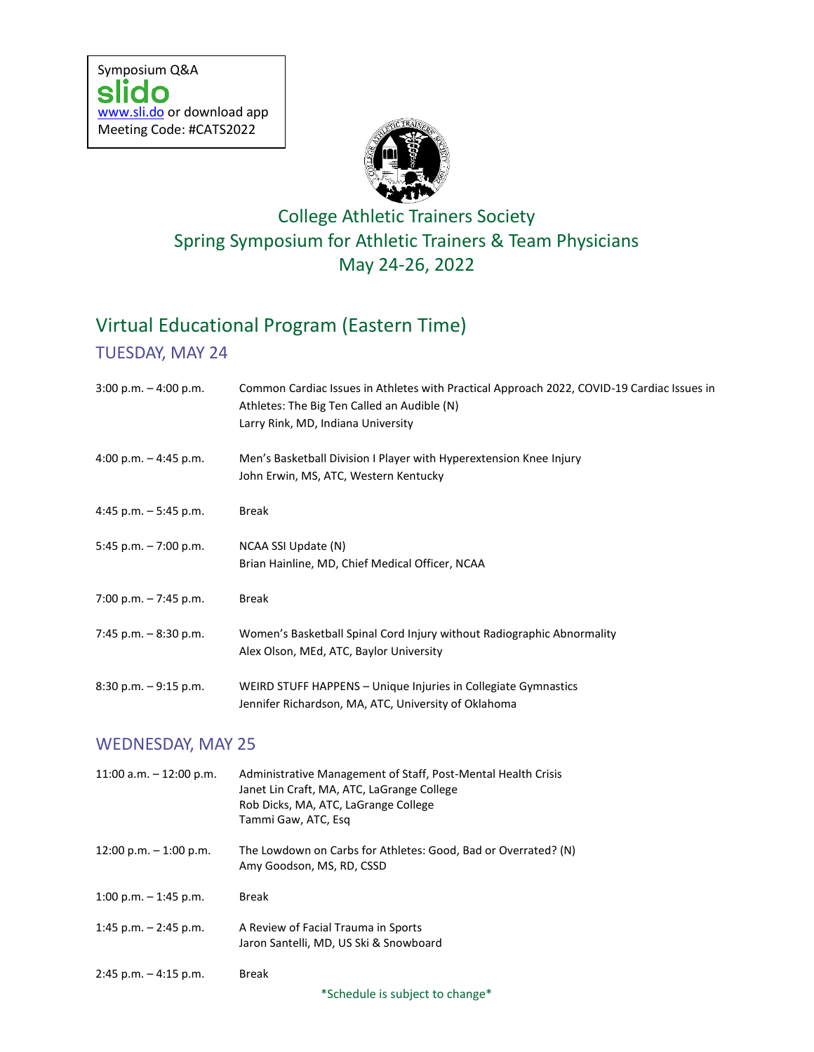Symposium Q&A
slido
www.sli.do or download app
Meeting Code: #CATS2022

# College Athletic Trainers Society
## Spring Symposium for Athletic Trainers & Team Physicians
## May 24-26, 2022

## Virtual Educational Program (Eastern Time)

### TUESDAY, MAY 24

| | |
|---|---|
| 3:00 p.m. – 4:00 p.m. | Common Cardiac Issues in Athletes with Practical Approach 2022, COVID-19 Cardiac Issues in Athletes: The Big Ten Called an Audible (N)<br>Larry Rink, MD, Indiana University |
| 4:00 p.m. – 4:45 p.m. | Men's Basketball Division I Player with Hyperextension Knee Injury<br>John Erwin, MS, ATC, Western Kentucky |
| 4:45 p.m. – 5:45 p.m. | Break |
| 5:45 p.m. – 7:00 p.m. | NCAA SSI Update (N)<br>Brian Hainline, MD, Chief Medical Officer, NCAA |
| 7:00 p.m. – 7:45 p.m. | Break |
| 7:45 p.m. – 8:30 p.m. | Women's Basketball Spinal Cord Injury without Radiographic Abnormality<br>Alex Olson, MEd, ATC, Baylor University |
| 8:30 p.m. – 9:15 p.m. | WEIRD STUFF HAPPENS – Unique Injuries in Collegiate Gymnastics<br>Jennifer Richardson, MA, ATC, University of Oklahoma |

### WEDNESDAY, MAY 25

| | |
|---|---|
| 11:00 a.m. – 12:00 p.m. | Administrative Management of Staff, Post-Mental Health Crisis<br>Janet Lin Craft, MA, ATC, LaGrange College<br>Rob Dicks, MA, ATC, LaGrange College<br>Tammi Gaw, ATC, Esq |
| 12:00 p.m. – 1:00 p.m. | The Lowdown on Carbs for Athletes: Good, Bad or Overrated? (N)<br>Amy Goodson, MS, RD, CSSD |
| 1:00 p.m. – 1:45 p.m. | Break |
| 1:45 p.m. – 2:45 p.m. | A Review of Facial Trauma in Sports<br>Jaron Santelli, MD, US Ski & Snowboard |
| 2:45 p.m. – 4:15 p.m. | Break |

*Schedule is subject to change*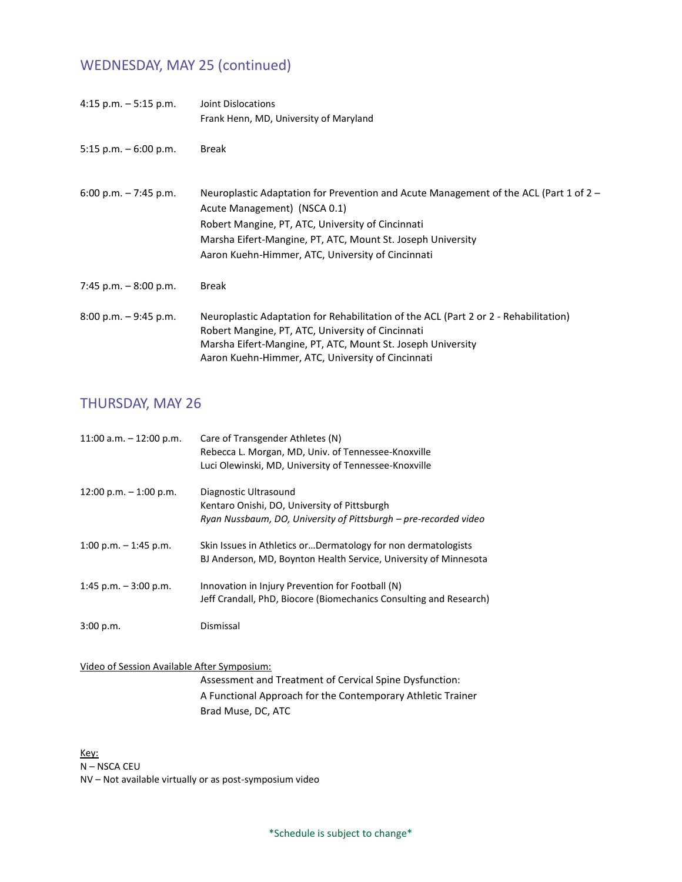## WEDNESDAY, MAY 25 (continued)

| | |
|---|---|
| 4:15 p.m. – 5:15 p.m. | Joint Dislocations<br>Frank Henn, MD, University of Maryland |
| 5:15 p.m. – 6:00 p.m. | Break |
| 6:00 p.m. – 7:45 p.m. | Neuroplastic Adaptation for Prevention and Acute Management of the ACL (Part 1 of 2 – Acute Management) (NSCA 0.1)<br>Robert Mangine, PT, ATC, University of Cincinnati<br>Marsha Eifert-Mangine, PT, ATC, Mount St. Joseph University<br>Aaron Kuehn-Himmer, ATC, University of Cincinnati |
| 7:45 p.m. – 8:00 p.m. | Break |
| 8:00 p.m. – 9:45 p.m. | Neuroplastic Adaptation for Rehabilitation of the ACL (Part 2 or 2 - Rehabilitation)<br>Robert Mangine, PT, ATC, University of Cincinnati<br>Marsha Eifert-Mangine, PT, ATC, Mount St. Joseph University<br>Aaron Kuehn-Himmer, ATC, University of Cincinnati |

## THURSDAY, MAY 26

| | |
|---|---|
| 11:00 a.m. – 12:00 p.m. | Care of Transgender Athletes (N)<br>Rebecca L. Morgan, MD, Univ. of Tennessee-Knoxville<br>Luci Olewinski, MD, University of Tennessee-Knoxville |
| 12:00 p.m. – 1:00 p.m. | Diagnostic Ultrasound<br>Kentaro Onishi, DO, University of Pittsburgh<br>*Ryan Nussbaum, DO, University of Pittsburgh – pre-recorded video* |
| 1:00 p.m. – 1:45 p.m. | Skin Issues in Athletics or…Dermatology for non dermatologists<br>BJ Anderson, MD, Boynton Health Service, University of Minnesota |
| 1:45 p.m. – 3:00 p.m. | Innovation in Injury Prevention for Football (N)<br>Jeff Crandall, PhD, Biocore (Biomechanics Consulting and Research) |
| 3:00 p.m. | Dismissal |

<u>Video of Session Available After Symposium:</u>

Assessment and Treatment of Cervical Spine Dysfunction:
A Functional Approach for the Contemporary Athletic Trainer
Brad Muse, DC, ATC

<u>Key:</u>
N – NSCA CEU
NV – Not available virtually or as post-symposium video

\*Schedule is subject to change\*